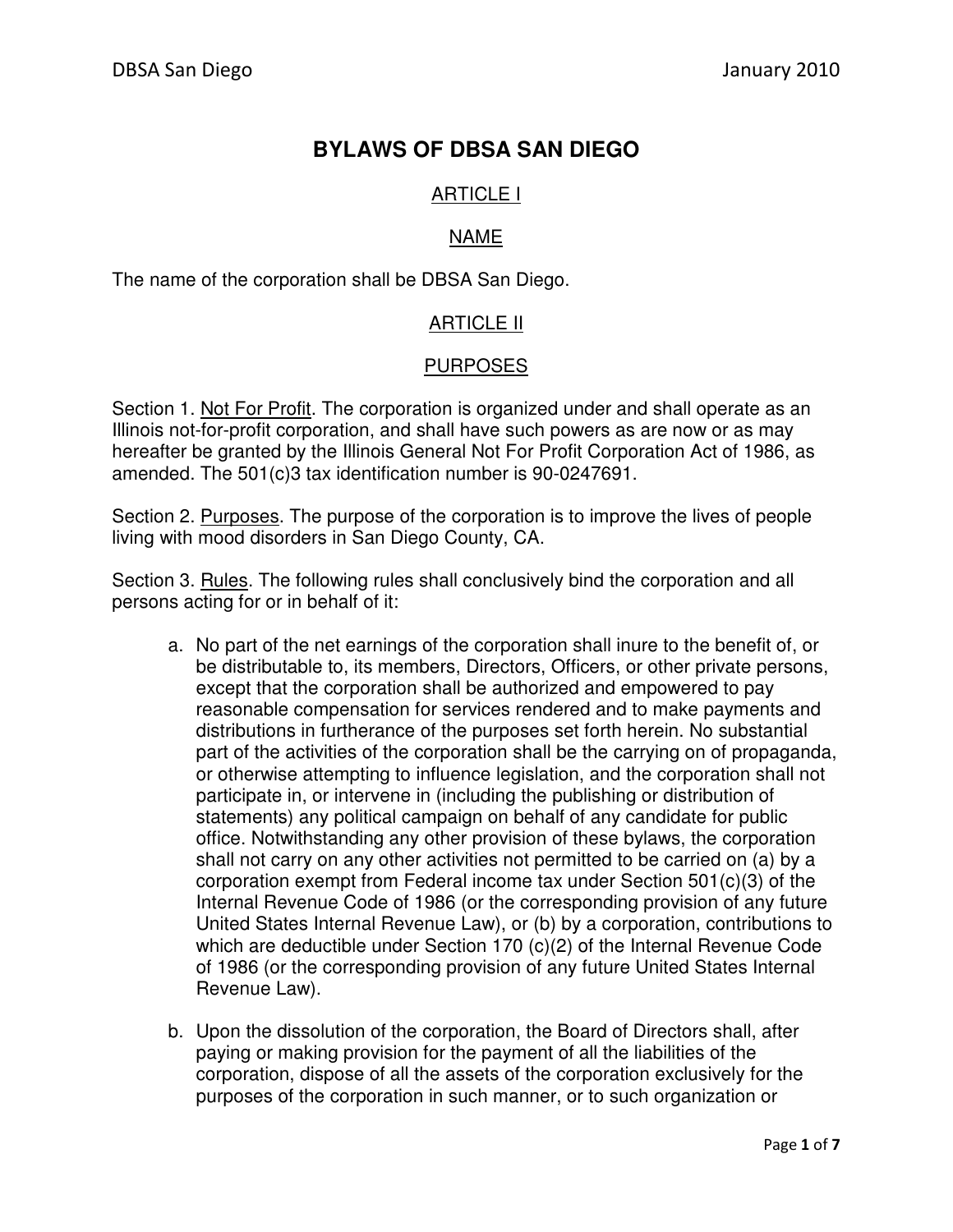# BYLAWS OF DBSA SAN DIEGO

## ARTICLE I

## NAME

The name of the corporation shall be DBSA San Diego.

## ARTICLE II

## PURPOSES

Section 1. Not For Profit. The corporation is organized under and shall operate as an Illinois not-for-profit corporation, and shall have such powers as are now or as may hereafter be granted by the Illinois General Not For Profit Corporation Act of 1986, as amended. The 501(c)3 tax identification number is 90-0247691.

Section 2. Purposes. The purpose of the corporation is to improve the lives of people living with mood disorders in San Diego County, CA.

Section 3. Rules. The following rules shall conclusively bind the corporation and all persons acting for or in behalf of it:

a. No part of the net earnings of the corporation shall inure to the benefit of, or be distributable to, its members, Directors, Officers, or other private persons, except that the corporation shall be authorized and empowered to pay reasonable compensation for services rendered and to make payments and distributions in furtherance of the purposes set forth herein. No substantial part of the activities of the corporation shall be the carrying on of propaganda, or otherwise attempting to influence legislation, and the corporation shall not participate in, or intervene in (including the publishing or distribution of statements) any political campaign on behalf of any candidate for public office. Notwithstanding any other provision of these bylaws, the corporation shall not carry on any other activities not permitted to be carried on (a) by a corporation exempt from Federal income tax under Section 501(c)(3) of the Internal Revenue Code of 1986 (or the corresponding provision of any future United States Internal Revenue Law), or (b) by a corporation, contributions to which are deductible under Section 170 (c)(2) of the Internal Revenue Code of 1986 (or the corresponding provision of any future United States Internal Revenue Law).

b. Upon the dissolution of the corporation, the Board of Directors shall, after paying or making provision for the payment of all the liabilities of the corporation, dispose of all the assets of the corporation exclusively for the purposes of the corporation in such manner, or to such organization or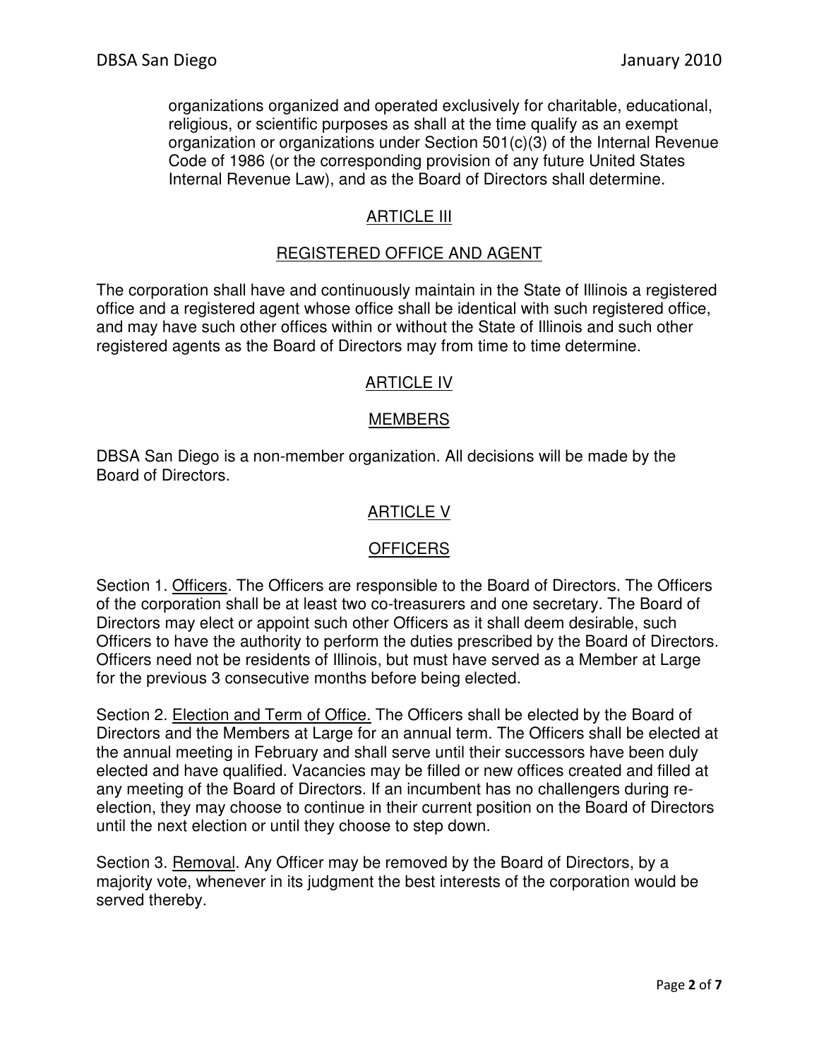organizations organized and operated exclusively for charitable, educational, religious, or scientific purposes as shall at the time qualify as an exempt organization or organizations under Section 501(c)(3) of the Internal Revenue Code of 1986 (or the corresponding provision of any future United States Internal Revenue Law), and as the Board of Directors shall determine.

## ARTICLE III

## REGISTERED OFFICE AND AGENT

The corporation shall have and continuously maintain in the State of Illinois a registered office and a registered agent whose office shall be identical with such registered office, and may have such other offices within or without the State of Illinois and such other registered agents as the Board of Directors may from time to time determine.

## ARTICLE IV

## MEMBERS

DBSA San Diego is a non-member organization. All decisions will be made by the Board of Directors.

## ARTICLE V

## OFFICERS

Section 1. Officers. The Officers are responsible to the Board of Directors. The Officers of the corporation shall be at least two co-treasurers and one secretary. The Board of Directors may elect or appoint such other Officers as it shall deem desirable, such Officers to have the authority to perform the duties prescribed by the Board of Directors. Officers need not be residents of Illinois, but must have served as a Member at Large for the previous 3 consecutive months before being elected.

Section 2. Election and Term of Office. The Officers shall be elected by the Board of Directors and the Members at Large for an annual term. The Officers shall be elected at the annual meeting in February and shall serve until their successors have been duly elected and have qualified. Vacancies may be filled or new offices created and filled at any meeting of the Board of Directors. If an incumbent has no challengers during re-election, they may choose to continue in their current position on the Board of Directors until the next election or until they choose to step down.

Section 3. Removal. Any Officer may be removed by the Board of Directors, by a majority vote, whenever in its judgment the best interests of the corporation would be served thereby.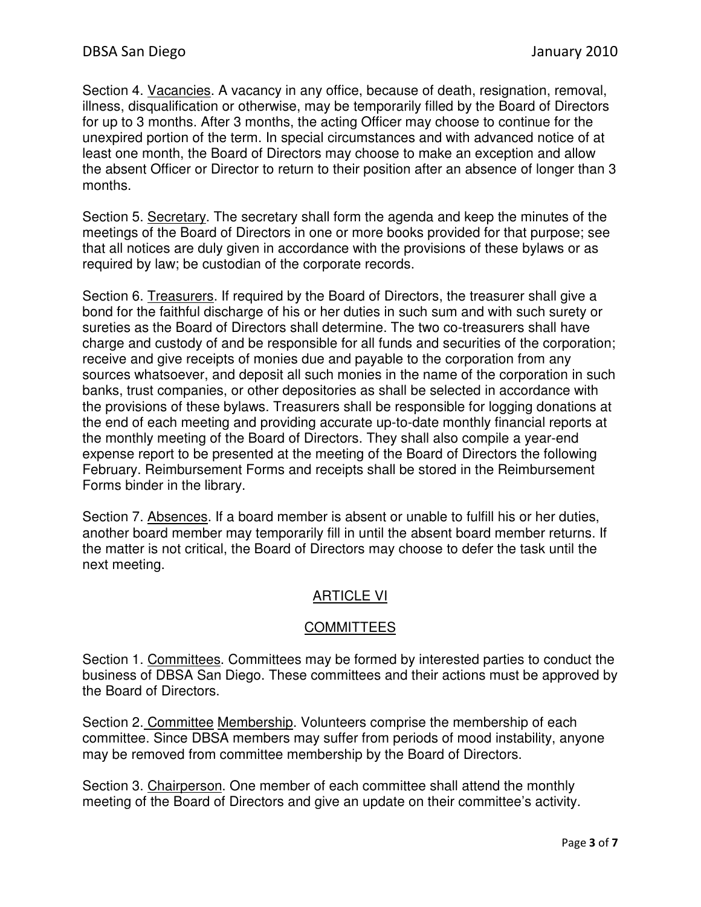Section 4. <u>Vacancies</u>. A vacancy in any office, because of death, resignation, removal, illness, disqualification or otherwise, may be temporarily filled by the Board of Directors for up to 3 months. After 3 months, the acting Officer may choose to continue for the unexpired portion of the term. In special circumstances and with advanced notice of at least one month, the Board of Directors may choose to make an exception and allow the absent Officer or Director to return to their position after an absence of longer than 3 months.

Section 5. <u>Secretary</u>. The secretary shall form the agenda and keep the minutes of the meetings of the Board of Directors in one or more books provided for that purpose; see that all notices are duly given in accordance with the provisions of these bylaws or as required by law; be custodian of the corporate records.

Section 6. <u>Treasurers</u>. If required by the Board of Directors, the treasurer shall give a bond for the faithful discharge of his or her duties in such sum and with such surety or sureties as the Board of Directors shall determine. The two co-treasurers shall have charge and custody of and be responsible for all funds and securities of the corporation; receive and give receipts of monies due and payable to the corporation from any sources whatsoever, and deposit all such monies in the name of the corporation in such banks, trust companies, or other depositories as shall be selected in accordance with the provisions of these bylaws. Treasurers shall be responsible for logging donations at the end of each meeting and providing accurate up-to-date monthly financial reports at the monthly meeting of the Board of Directors. They shall also compile a year-end expense report to be presented at the meeting of the Board of Directors the following February. Reimbursement Forms and receipts shall be stored in the Reimbursement Forms binder in the library.

Section 7. <u>Absences</u>. If a board member is absent or unable to fulfill his or her duties, another board member may temporarily fill in until the absent board member returns. If the matter is not critical, the Board of Directors may choose to defer the task until the next meeting.

## ARTICLE VI

## COMMITTEES

Section 1. <u>Committees</u>. Committees may be formed by interested parties to conduct the business of DBSA San Diego. These committees and their actions must be approved by the Board of Directors.

Section 2. <u>Committee Membership</u>. Volunteers comprise the membership of each committee. Since DBSA members may suffer from periods of mood instability, anyone may be removed from committee membership by the Board of Directors.

Section 3. <u>Chairperson</u>. One member of each committee shall attend the monthly meeting of the Board of Directors and give an update on their committee's activity.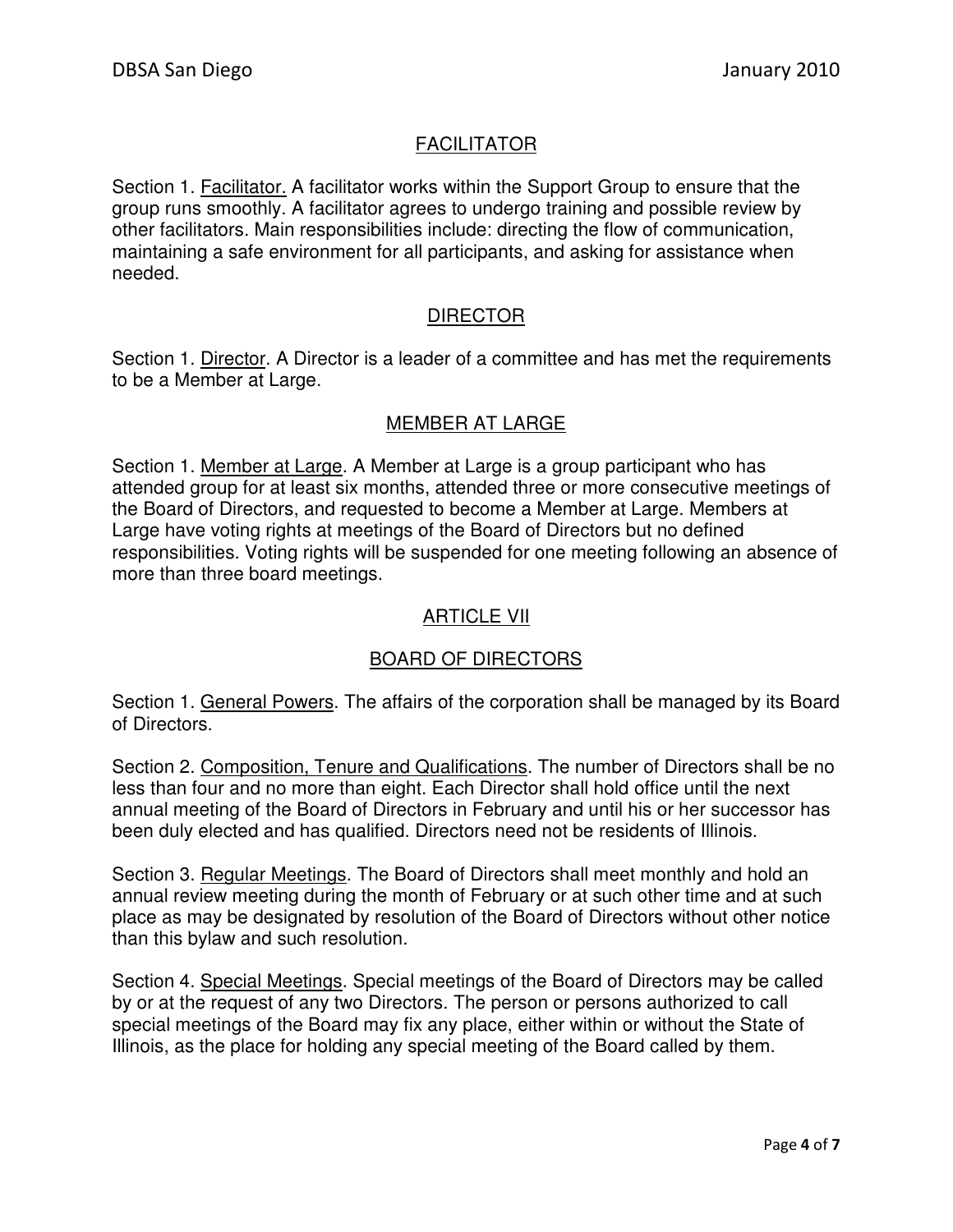## FACILITATOR

Section 1. Facilitator. A facilitator works within the Support Group to ensure that the group runs smoothly. A facilitator agrees to undergo training and possible review by other facilitators. Main responsibilities include: directing the flow of communication, maintaining a safe environment for all participants, and asking for assistance when needed.

## DIRECTOR

Section 1. Director. A Director is a leader of a committee and has met the requirements to be a Member at Large.

## MEMBER AT LARGE

Section 1. Member at Large. A Member at Large is a group participant who has attended group for at least six months, attended three or more consecutive meetings of the Board of Directors, and requested to become a Member at Large. Members at Large have voting rights at meetings of the Board of Directors but no defined responsibilities. Voting rights will be suspended for one meeting following an absence of more than three board meetings.

## ARTICLE VII

## BOARD OF DIRECTORS

Section 1. General Powers. The affairs of the corporation shall be managed by its Board of Directors.

Section 2. Composition, Tenure and Qualifications. The number of Directors shall be no less than four and no more than eight. Each Director shall hold office until the next annual meeting of the Board of Directors in February and until his or her successor has been duly elected and has qualified. Directors need not be residents of Illinois.

Section 3. Regular Meetings. The Board of Directors shall meet monthly and hold an annual review meeting during the month of February or at such other time and at such place as may be designated by resolution of the Board of Directors without other notice than this bylaw and such resolution.

Section 4. Special Meetings. Special meetings of the Board of Directors may be called by or at the request of any two Directors. The person or persons authorized to call special meetings of the Board may fix any place, either within or without the State of Illinois, as the place for holding any special meeting of the Board called by them.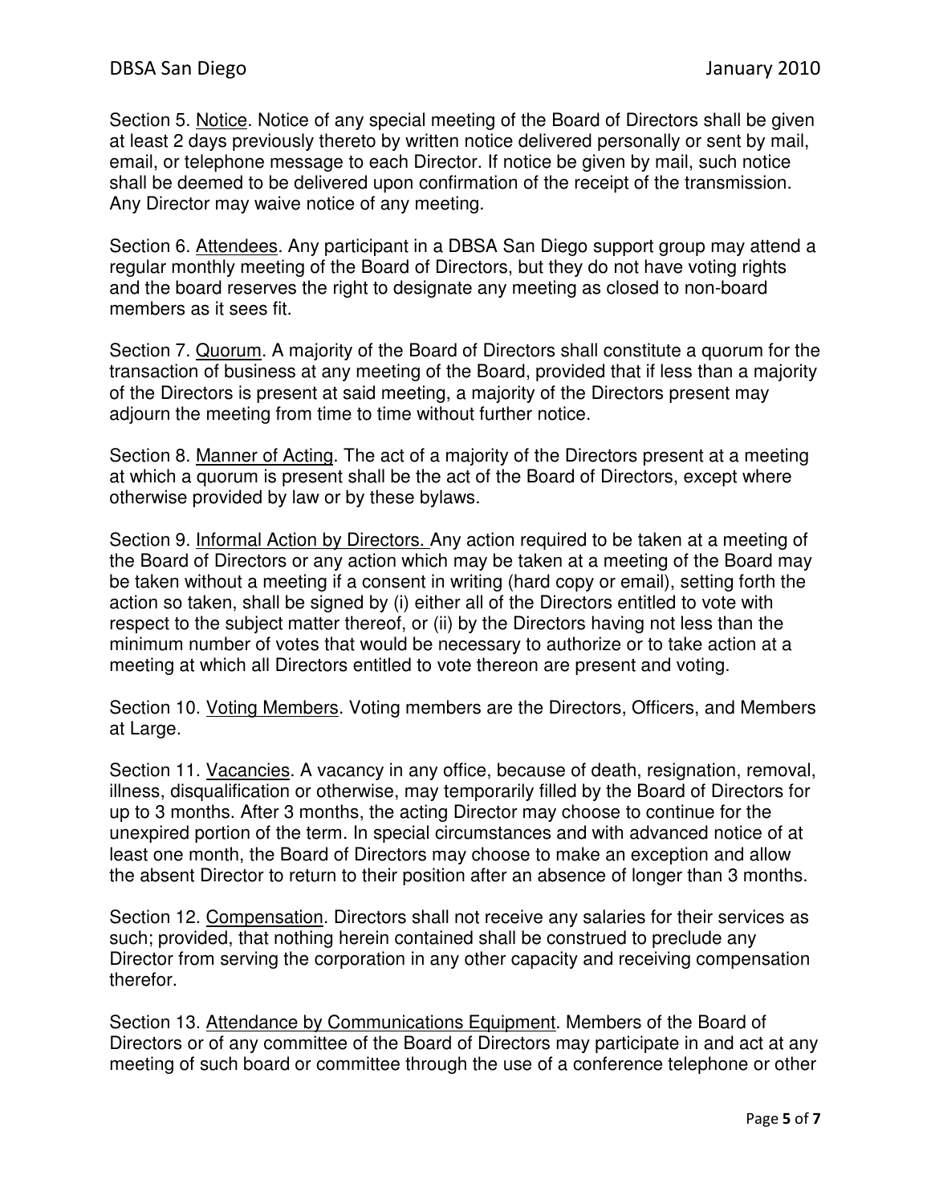Section 5. Notice. Notice of any special meeting of the Board of Directors shall be given at least 2 days previously thereto by written notice delivered personally or sent by mail, email, or telephone message to each Director. If notice be given by mail, such notice shall be deemed to be delivered upon confirmation of the receipt of the transmission. Any Director may waive notice of any meeting.

Section 6. Attendees. Any participant in a DBSA San Diego support group may attend a regular monthly meeting of the Board of Directors, but they do not have voting rights and the board reserves the right to designate any meeting as closed to non-board members as it sees fit.

Section 7. Quorum. A majority of the Board of Directors shall constitute a quorum for the transaction of business at any meeting of the Board, provided that if less than a majority of the Directors is present at said meeting, a majority of the Directors present may adjourn the meeting from time to time without further notice.

Section 8. Manner of Acting. The act of a majority of the Directors present at a meeting at which a quorum is present shall be the act of the Board of Directors, except where otherwise provided by law or by these bylaws.

Section 9. Informal Action by Directors. Any action required to be taken at a meeting of the Board of Directors or any action which may be taken at a meeting of the Board may be taken without a meeting if a consent in writing (hard copy or email), setting forth the action so taken, shall be signed by (i) either all of the Directors entitled to vote with respect to the subject matter thereof, or (ii) by the Directors having not less than the minimum number of votes that would be necessary to authorize or to take action at a meeting at which all Directors entitled to vote thereon are present and voting.

Section 10. Voting Members. Voting members are the Directors, Officers, and Members at Large.

Section 11. Vacancies. A vacancy in any office, because of death, resignation, removal, illness, disqualification or otherwise, may temporarily filled by the Board of Directors for up to 3 months. After 3 months, the acting Director may choose to continue for the unexpired portion of the term. In special circumstances and with advanced notice of at least one month, the Board of Directors may choose to make an exception and allow the absent Director to return to their position after an absence of longer than 3 months.

Section 12. Compensation. Directors shall not receive any salaries for their services as such; provided, that nothing herein contained shall be construed to preclude any Director from serving the corporation in any other capacity and receiving compensation therefor.

Section 13. Attendance by Communications Equipment. Members of the Board of Directors or of any committee of the Board of Directors may participate in and act at any meeting of such board or committee through the use of a conference telephone or other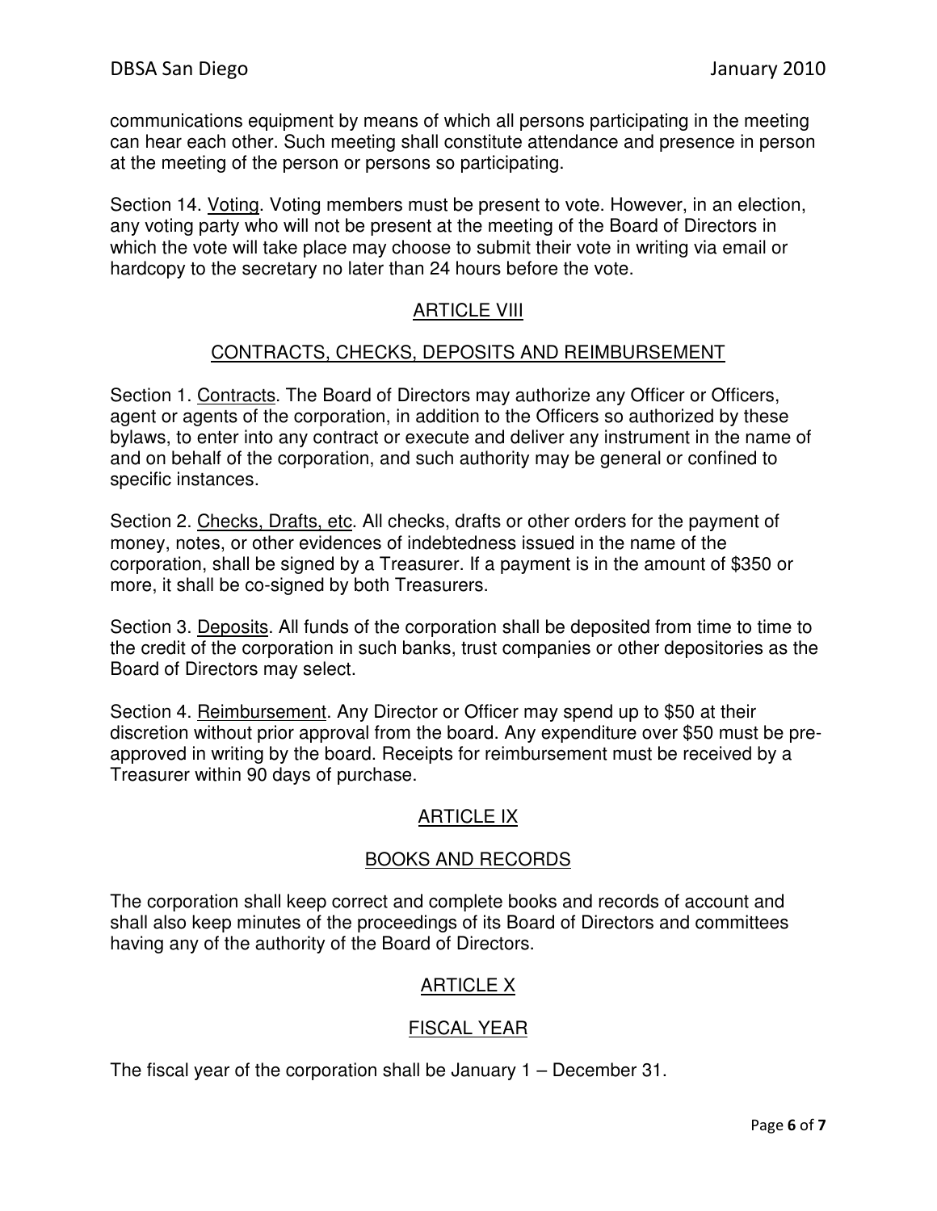communications equipment by means of which all persons participating in the meeting can hear each other. Such meeting shall constitute attendance and presence in person at the meeting of the person or persons so participating.

Section 14. Voting. Voting members must be present to vote. However, in an election, any voting party who will not be present at the meeting of the Board of Directors in which the vote will take place may choose to submit their vote in writing via email or hardcopy to the secretary no later than 24 hours before the vote.

## ARTICLE VIII

## CONTRACTS, CHECKS, DEPOSITS AND REIMBURSEMENT

Section 1. Contracts. The Board of Directors may authorize any Officer or Officers, agent or agents of the corporation, in addition to the Officers so authorized by these bylaws, to enter into any contract or execute and deliver any instrument in the name of and on behalf of the corporation, and such authority may be general or confined to specific instances.

Section 2. Checks, Drafts, etc. All checks, drafts or other orders for the payment of money, notes, or other evidences of indebtedness issued in the name of the corporation, shall be signed by a Treasurer. If a payment is in the amount of $350 or more, it shall be co-signed by both Treasurers.

Section 3. Deposits. All funds of the corporation shall be deposited from time to time to the credit of the corporation in such banks, trust companies or other depositories as the Board of Directors may select.

Section 4. Reimbursement. Any Director or Officer may spend up to $50 at their discretion without prior approval from the board. Any expenditure over $50 must be pre-approved in writing by the board. Receipts for reimbursement must be received by a Treasurer within 90 days of purchase.

## ARTICLE IX

## BOOKS AND RECORDS

The corporation shall keep correct and complete books and records of account and shall also keep minutes of the proceedings of its Board of Directors and committees having any of the authority of the Board of Directors.

## ARTICLE X

## FISCAL YEAR

The fiscal year of the corporation shall be January 1 – December 31.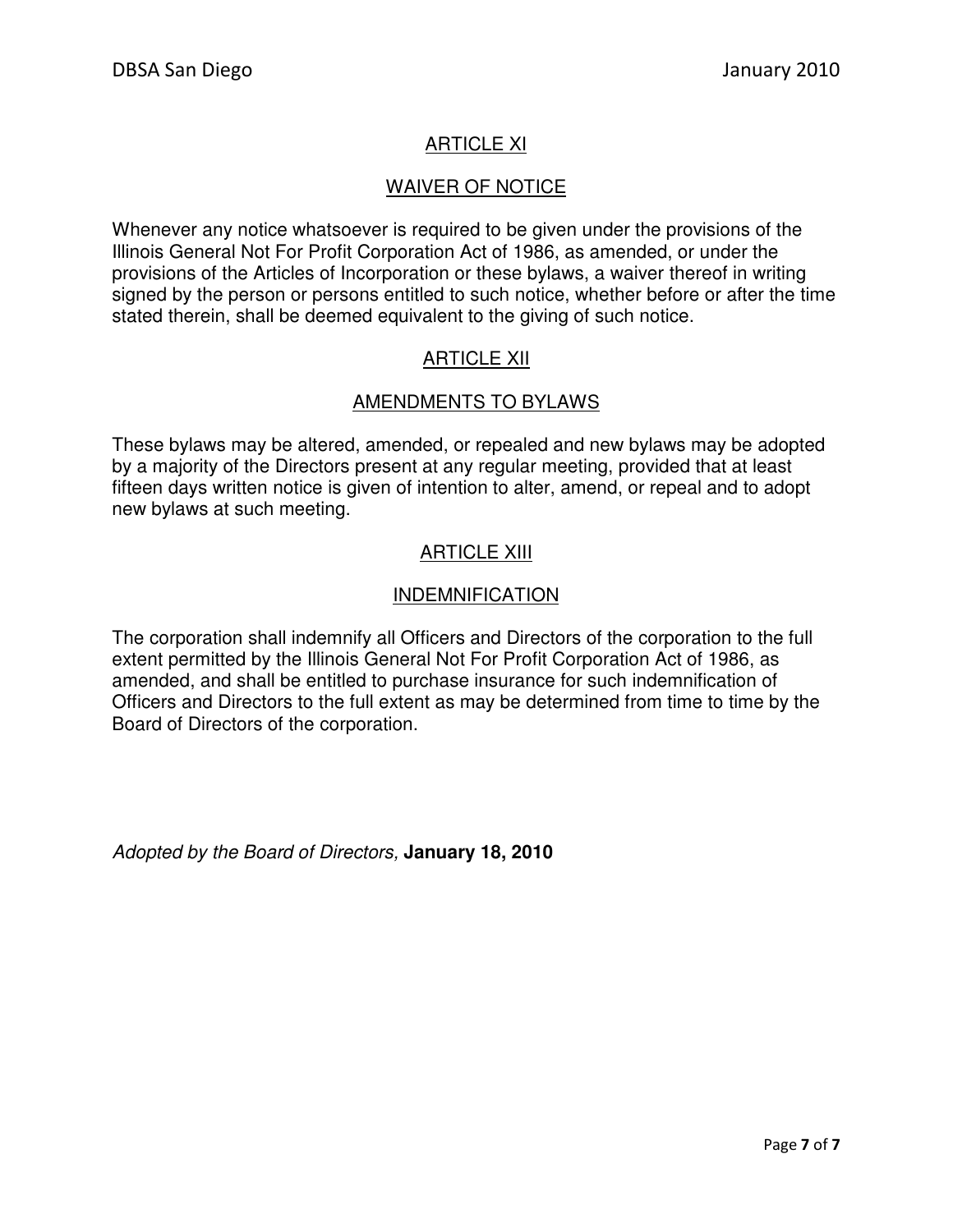## ARTICLE XI

## WAIVER OF NOTICE

Whenever any notice whatsoever is required to be given under the provisions of the Illinois General Not For Profit Corporation Act of 1986, as amended, or under the provisions of the Articles of Incorporation or these bylaws, a waiver thereof in writing signed by the person or persons entitled to such notice, whether before or after the time stated therein, shall be deemed equivalent to the giving of such notice.

## ARTICLE XII

## AMENDMENTS TO BYLAWS

These bylaws may be altered, amended, or repealed and new bylaws may be adopted by a majority of the Directors present at any regular meeting, provided that at least fifteen days written notice is given of intention to alter, amend, or repeal and to adopt new bylaws at such meeting.

## ARTICLE XIII

## INDEMNIFICATION

The corporation shall indemnify all Officers and Directors of the corporation to the full extent permitted by the Illinois General Not For Profit Corporation Act of 1986, as amended, and shall be entitled to purchase insurance for such indemnification of Officers and Directors to the full extent as may be determined from time to time by the Board of Directors of the corporation.

*Adopted by the Board of Directors,* **January 18, 2010**